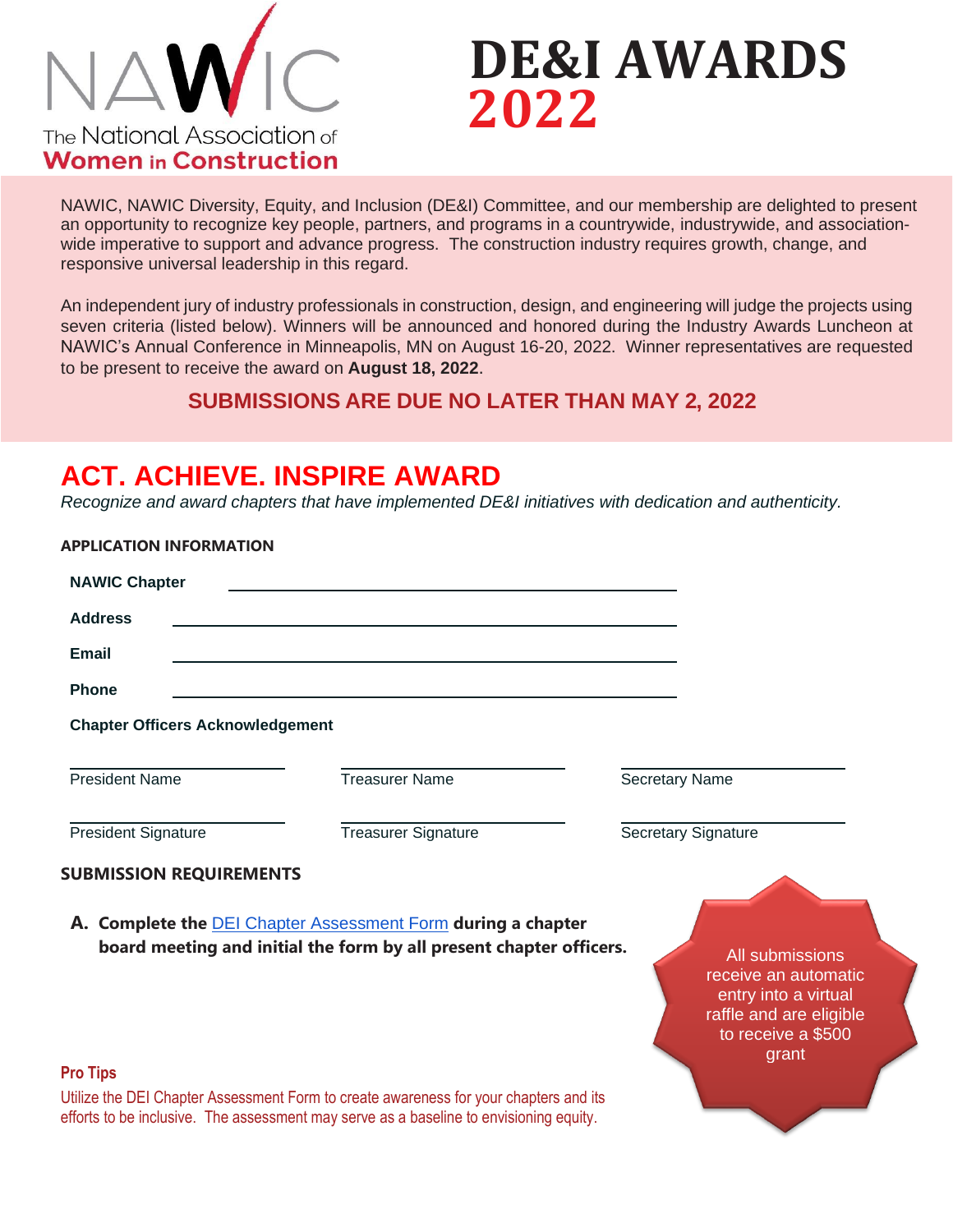NAWIC
The National Association of
**Women in Construction**

# DE&I AWARDS 2022

NAWIC, NAWIC Diversity, Equity, and Inclusion (DE&I) Committee, and our membership are delighted to present an opportunity to recognize key people, partners, and programs in a countrywide, industrywide, and association-wide imperative to support and advance progress. The construction industry requires growth, change, and responsive universal leadership in this regard.

An independent jury of industry professionals in construction, design, and engineering will judge the projects using seven criteria (listed below). Winners will be announced and honored during the Industry Awards Luncheon at NAWIC's Annual Conference in Minneapolis, MN on August 16-20, 2022. Winner representatives are requested to be present to receive the award on **August 18, 2022**.

**SUBMISSIONS ARE DUE NO LATER THAN MAY 2, 2022**

## ACT. ACHIEVE. INSPIRE AWARD

*Recognize and award chapters that have implemented DE&I initiatives with dedication and authenticity.*

### APPLICATION INFORMATION

**NAWIC Chapter** ______________________________

**Address** ______________________________

**Email** ______________________________

**Phone** ______________________________

**Chapter Officers Acknowledgement**

| | | |
|---|---|---|
| President Name | Treasurer Name | Secretary Name |
| President Signature | Treasurer Signature | Secretary Signature |

### SUBMISSION REQUIREMENTS

**A. Complete the** DEI Chapter Assessment Form **during a chapter board meeting and initial the form by all present chapter officers.**

All submissions receive an automatic entry into a virtual raffle and are eligible to receive a $500 grant

**Pro Tips**

Utilize the DEI Chapter Assessment Form to create awareness for your chapters and its efforts to be inclusive. The assessment may serve as a baseline to envisioning equity.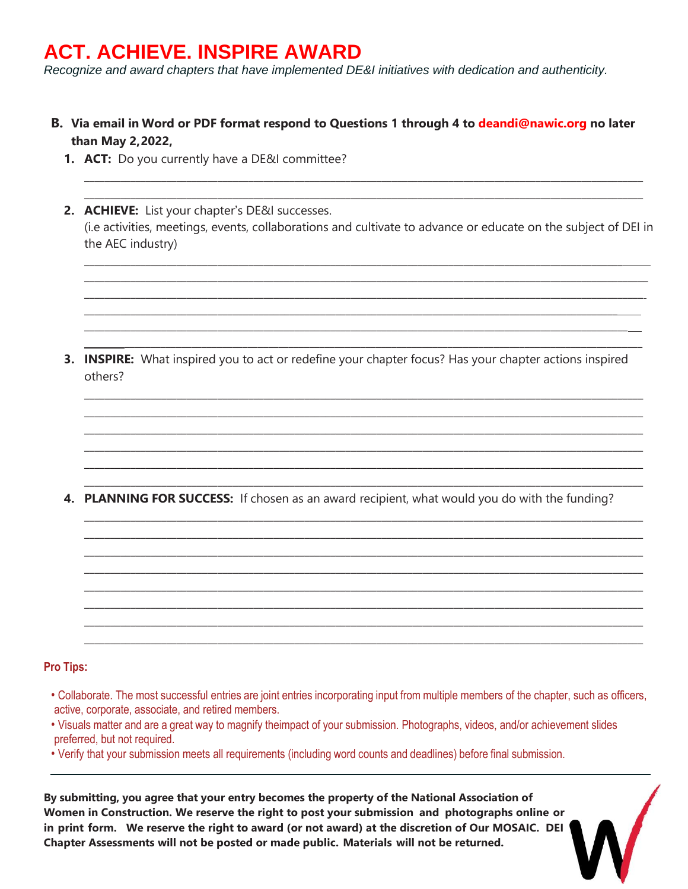# ACT. ACHIEVE. INSPIRE AWARD

*Recognize and award chapters that have implemented DE&I initiatives with dedication and authenticity.*

**B. Via email in Word or PDF format respond to Questions 1 through 4 to deandi@nawic.org no later than May 2, 2022,**

1. **ACT:** Do you currently have a DE&I committee?

   ______________________________________________________________________________

   ______________________________________________________________________________

2. **ACHIEVE:** List your chapter's DE&I successes.
   (i.e activities, meetings, events, collaborations and cultivate to advance or educate on the subject of DEI in the AEC industry)

   ______________________________________________________________________________

   ______________________________________________________________________________

   ______________________________________________________________________________

   ______________________________________________________________________________

   ______________________________________________________________________________

   ______________________________________________________________________________

3. **INSPIRE:** What inspired you to act or redefine your chapter focus? Has your chapter actions inspired others?

   ______________________________________________________________________________

   ______________________________________________________________________________

   ______________________________________________________________________________

   ______________________________________________________________________________

   ______________________________________________________________________________

   ______________________________________________________________________________

4. **PLANNING FOR SUCCESS:** If chosen as an award recipient, what would you do with the funding?

   ______________________________________________________________________________

   ______________________________________________________________________________

   ______________________________________________________________________________

   ______________________________________________________________________________

   ______________________________________________________________________________

   ______________________________________________________________________________

   ______________________________________________________________________________

   ______________________________________________________________________________

**Pro Tips:**

- Collaborate. The most successful entries are joint entries incorporating input from multiple members of the chapter, such as officers, active, corporate, associate, and retired members.
- Visuals matter and are a great way to magnify theimpact of your submission. Photographs, videos, and/or achievement slides preferred, but not required.
- Verify that your submission meets all requirements (including word counts and deadlines) before final submission.

---

**By submitting, you agree that your entry becomes the property of the National Association of Women in Construction. We reserve the right to post your submission and photographs online or in print form. We reserve the right to award (or not award) at the discretion of Our MOSAIC. DEI Chapter Assessments will not be posted or made public. Materials will not be returned.**